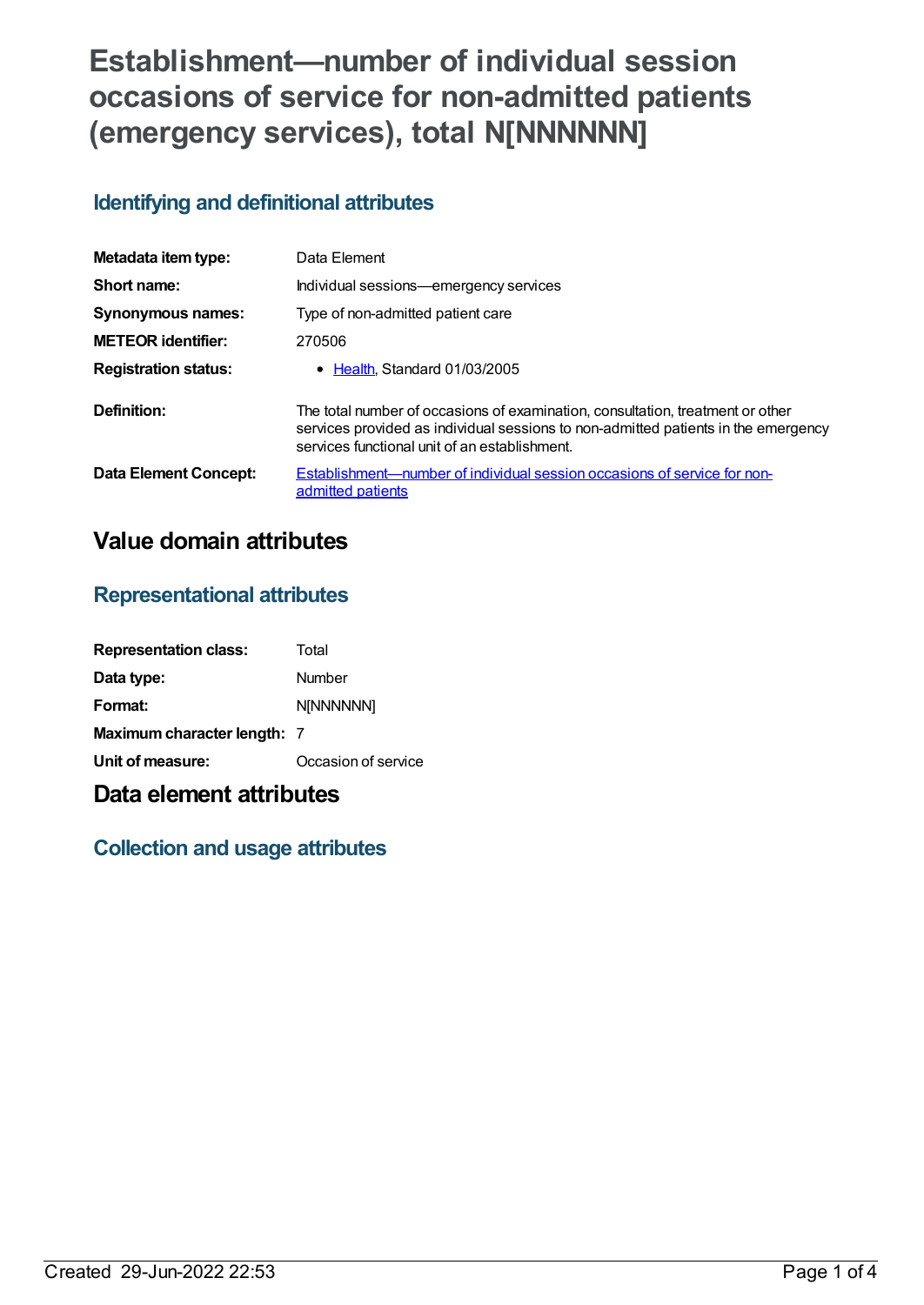# Establishment—number of individual session occasions of service for non-admitted patients (emergency services), total N[NNNNNN]

## Identifying and definitional attributes

| | |
|---|---|
| **Metadata item type:** | Data Element |
| **Short name:** | Individual sessions—emergency services |
| **Synonymous names:** | Type of non-admitted patient care |
| **METEOR identifier:** | 270506 |
| **Registration status:** | • Health, Standard 01/03/2005 |
| **Definition:** | The total number of occasions of examination, consultation, treatment or other services provided as individual sessions to non-admitted patients in the emergency services functional unit of an establishment. |
| **Data Element Concept:** | Establishment—number of individual session occasions of service for non-admitted patients |

# Value domain attributes

## Representational attributes

| | |
|---|---|
| **Representation class:** | Total |
| **Data type:** | Number |
| **Format:** | N[NNNNNN] |
| **Maximum character length:** | 7 |
| **Unit of measure:** | Occasion of service |

# Data element attributes

## Collection and usage attributes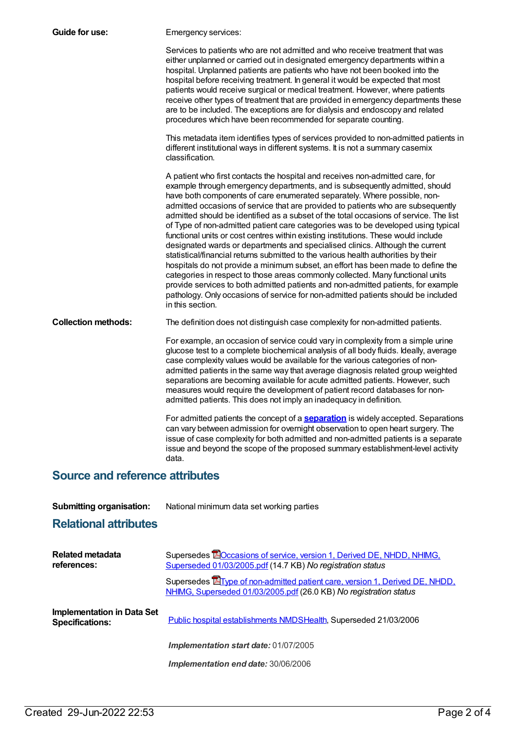**Guide for use:**

Emergency services:

Services to patients who are not admitted and who receive treatment that was either unplanned or carried out in designated emergency departments within a hospital. Unplanned patients are patients who have not been booked into the hospital before receiving treatment. In general it would be expected that most patients would receive surgical or medical treatment. However, where patients receive other types of treatment that are provided in emergency departments these are to be included. The exceptions are for dialysis and endoscopy and related procedures which have been recommended for separate counting.

This metadata item identifies types of services provided to non-admitted patients in different institutional ways in different systems. It is not a summary casemix classification.

A patient who first contacts the hospital and receives non-admitted care, for example through emergency departments, and is subsequently admitted, should have both components of care enumerated separately. Where possible, non-admitted occasions of service that are provided to patients who are subsequently admitted should be identified as a subset of the total occasions of service. The list of Type of non-admitted patient care categories was to be developed using typical functional units or cost centres within existing institutions. These would include designated wards or departments and specialised clinics. Although the current statistical/financial returns submitted to the various health authorities by their hospitals do not provide a minimum subset, an effort has been made to define the categories in respect to those areas commonly collected. Many functional units provide services to both admitted patients and non-admitted patients, for example pathology. Only occasions of service for non-admitted patients should be included in this section.

**Collection methods:**

The definition does not distinguish case complexity for non-admitted patients.

For example, an occasion of service could vary in complexity from a simple urine glucose test to a complete biochemical analysis of all body fluids. Ideally, average case complexity values would be available for the various categories of non-admitted patients in the same way that average diagnosis related group weighted separations are becoming available for acute admitted patients. However, such measures would require the development of patient record databases for non-admitted patients. This does not imply an inadequacy in definition.

For admitted patients the concept of a **separation** is widely accepted. Separations can vary between admission for overnight observation to open heart surgery. The issue of case complexity for both admitted and non-admitted patients is a separate issue and beyond the scope of the proposed summary establishment-level activity data.

## Source and reference attributes

**Submitting organisation:** National minimum data set working parties

## Relational attributes

**Related metadata references:**

Supersedes Occasions of service, version 1, Derived DE, NHDD, NHIMG, Superseded 01/03/2005.pdf (14.7 KB) *No registration status*

Supersedes Type of non-admitted patient care, version 1, Derived DE, NHDD, NHIMG, Superseded 01/03/2005.pdf (26.0 KB) *No registration status*

**Implementation in Data Set Specifications:**

Public hospital establishments NMDSHealth, Superseded 21/03/2006

***Implementation start date:*** 01/07/2005

***Implementation end date:*** 30/06/2006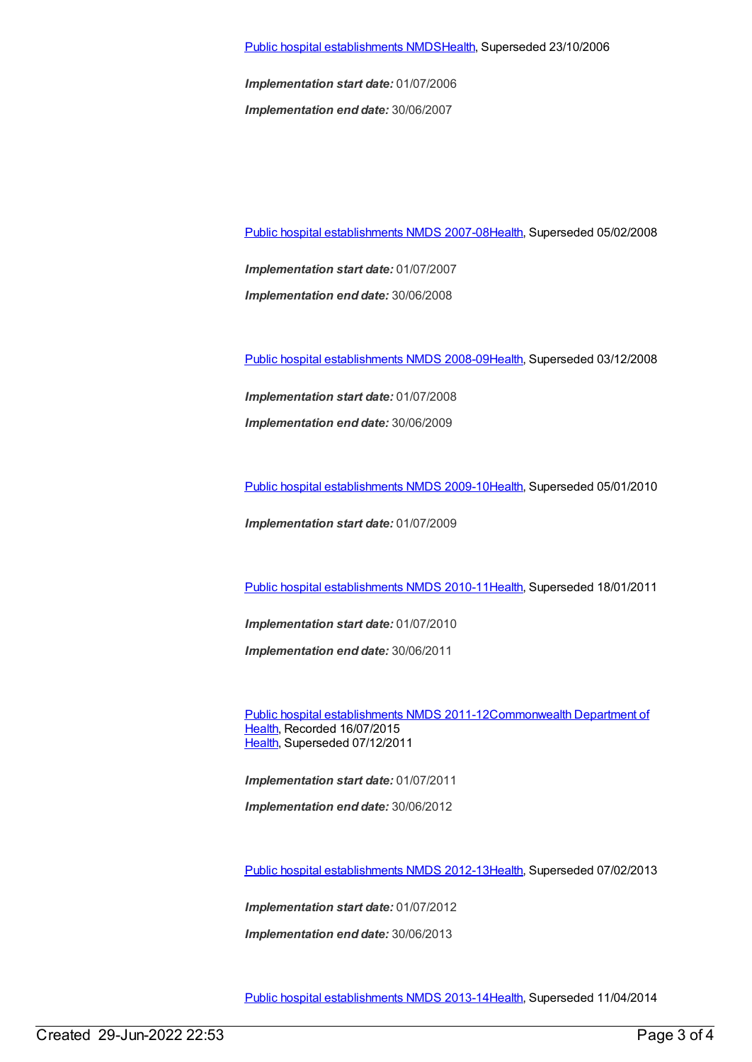Public hospital establishments NMDSHealth, Superseded 23/10/2006

***Implementation start date:*** 01/07/2006

***Implementation end date:*** 30/06/2007

Public hospital establishments NMDS 2007-08Health, Superseded 05/02/2008

***Implementation start date:*** 01/07/2007

***Implementation end date:*** 30/06/2008

Public hospital establishments NMDS 2008-09Health, Superseded 03/12/2008

***Implementation start date:*** 01/07/2008

***Implementation end date:*** 30/06/2009

Public hospital establishments NMDS 2009-10Health, Superseded 05/01/2010

***Implementation start date:*** 01/07/2009

Public hospital establishments NMDS 2010-11Health, Superseded 18/01/2011

***Implementation start date:*** 01/07/2010

***Implementation end date:*** 30/06/2011

Public hospital establishments NMDS 2011-12Commonwealth Department of Health, Recorded 16/07/2015
Health, Superseded 07/12/2011

***Implementation start date:*** 01/07/2011

***Implementation end date:*** 30/06/2012

Public hospital establishments NMDS 2012-13Health, Superseded 07/02/2013

***Implementation start date:*** 01/07/2012

***Implementation end date:*** 30/06/2013

Public hospital establishments NMDS 2013-14Health, Superseded 11/04/2014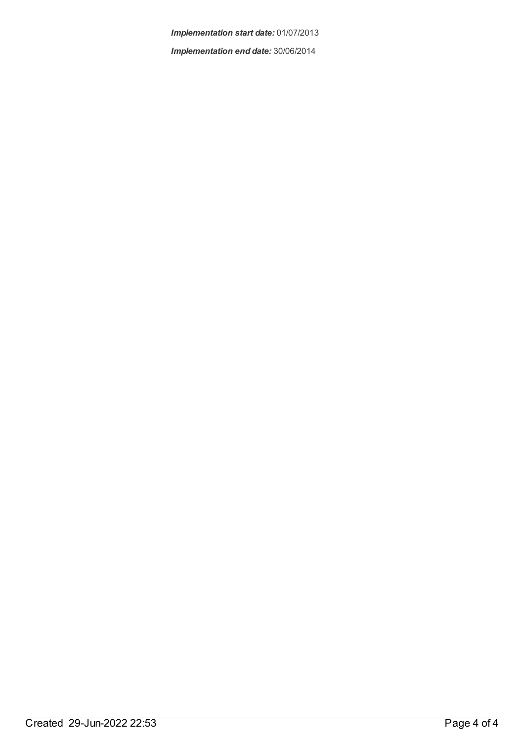***Implementation start date:*** 01/07/2013

***Implementation end date:*** 30/06/2014